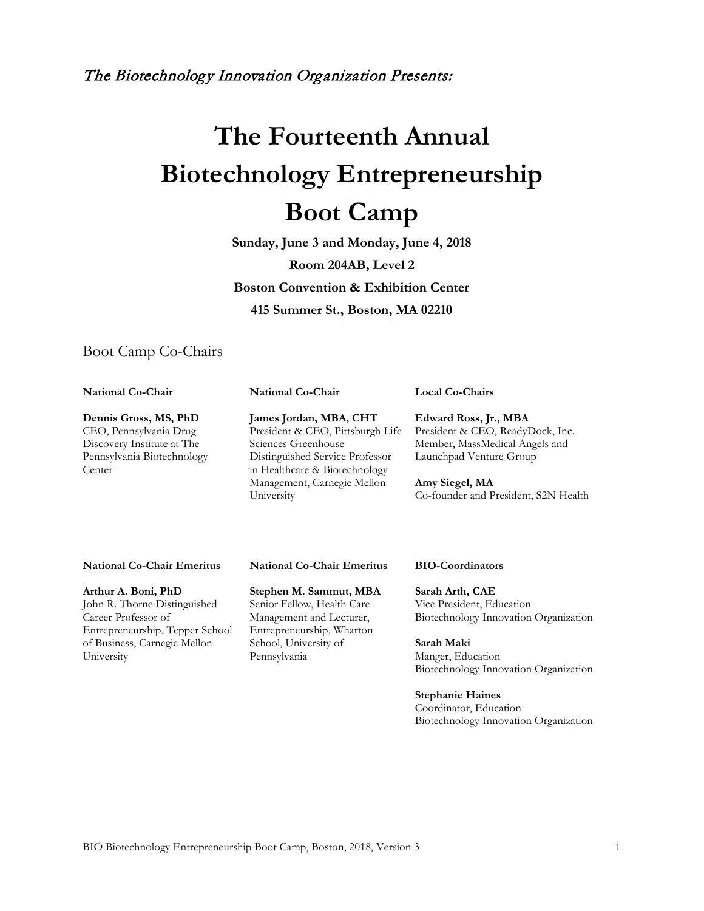*The Biotechnology Innovation Organization Presents:*

# The Fourteenth Annual Biotechnology Entrepreneurship Boot Camp

**Sunday, June 3 and Monday, June 4, 2018**

**Room 204AB, Level 2**

**Boston Convention & Exhibition Center**

**415 Summer St., Boston, MA 02210**

## Boot Camp Co-Chairs

**National Co-Chair**

**Dennis Gross, MS, PhD**
CEO, Pennsylvania Drug Discovery Institute at The Pennsylvania Biotechnology Center

**National Co-Chair**

**James Jordan, MBA, CHT**
President & CEO, Pittsburgh Life Sciences Greenhouse
Distinguished Service Professor in Healthcare & Biotechnology Management, Carnegie Mellon University

**Local Co-Chairs**

**Edward Ross, Jr., MBA**
President & CEO, ReadyDock, Inc.
Member, MassMedical Angels and Launchpad Venture Group

**Amy Siegel, MA**
Co-founder and President, S2N Health

**National Co-Chair Emeritus**

**Arthur A. Boni, PhD**
John R. Thorne Distinguished Career Professor of Entrepreneurship, Tepper School of Business, Carnegie Mellon University

**National Co-Chair Emeritus**

**Stephen M. Sammut, MBA**
Senior Fellow, Health Care Management and Lecturer, Entrepreneurship, Wharton School, University of Pennsylvania

**BIO-Coordinators**

**Sarah Arth, CAE**
Vice President, Education
Biotechnology Innovation Organization

**Sarah Maki**
Manger, Education
Biotechnology Innovation Organization

**Stephanie Haines**
Coordinator, Education
Biotechnology Innovation Organization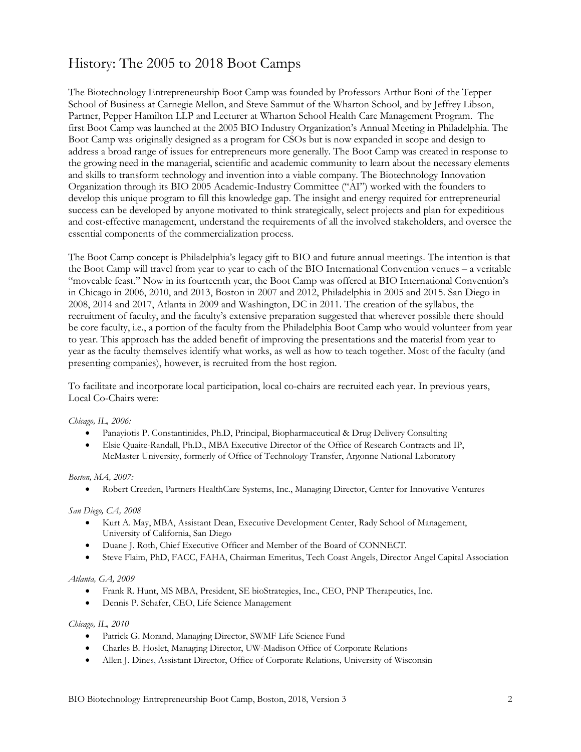# History: The 2005 to 2018 Boot Camps

The Biotechnology Entrepreneurship Boot Camp was founded by Professors Arthur Boni of the Tepper School of Business at Carnegie Mellon, and Steve Sammut of the Wharton School, and by Jeffrey Libson, Partner, Pepper Hamilton LLP and Lecturer at Wharton School Health Care Management Program. The first Boot Camp was launched at the 2005 BIO Industry Organization's Annual Meeting in Philadelphia. The Boot Camp was originally designed as a program for CSOs but is now expanded in scope and design to address a broad range of issues for entrepreneurs more generally. The Boot Camp was created in response to the growing need in the managerial, scientific and academic community to learn about the necessary elements and skills to transform technology and invention into a viable company. The Biotechnology Innovation Organization through its BIO 2005 Academic-Industry Committee ("AI") worked with the founders to develop this unique program to fill this knowledge gap. The insight and energy required for entrepreneurial success can be developed by anyone motivated to think strategically, select projects and plan for expeditious and cost-effective management, understand the requirements of all the involved stakeholders, and oversee the essential components of the commercialization process.

The Boot Camp concept is Philadelphia's legacy gift to BIO and future annual meetings. The intention is that the Boot Camp will travel from year to year to each of the BIO International Convention venues – a veritable "moveable feast." Now in its fourteenth year, the Boot Camp was offered at BIO International Convention's in Chicago in 2006, 2010, and 2013, Boston in 2007 and 2012, Philadelphia in 2005 and 2015. San Diego in 2008, 2014 and 2017, Atlanta in 2009 and Washington, DC in 2011. The creation of the syllabus, the recruitment of faculty, and the faculty's extensive preparation suggested that wherever possible there should be core faculty, i.e., a portion of the faculty from the Philadelphia Boot Camp who would volunteer from year to year. This approach has the added benefit of improving the presentations and the material from year to year as the faculty themselves identify what works, as well as how to teach together. Most of the faculty (and presenting companies), however, is recruited from the host region.

To facilitate and incorporate local participation, local co-chairs are recruited each year. In previous years, Local Co-Chairs were:

*Chicago, IL, 2006:*

- Panayiotis P. Constantinides, Ph.D, Principal, Biopharmaceutical & Drug Delivery Consulting
- Elsie Quaite-Randall, Ph.D., MBA Executive Director of the Office of Research Contracts and IP, McMaster University, formerly of Office of Technology Transfer, Argonne National Laboratory

*Boston, MA, 2007:*

- Robert Creeden, Partners HealthCare Systems, Inc., Managing Director, Center for Innovative Ventures

*San Diego, CA, 2008*

- Kurt A. May, MBA, Assistant Dean, Executive Development Center, Rady School of Management, University of California, San Diego
- Duane J. Roth, Chief Executive Officer and Member of the Board of CONNECT.
- Steve Flaim, PhD, FACC, FAHA, Chairman Emeritus, Tech Coast Angels, Director Angel Capital Association

*Atlanta, GA, 2009*

- Frank R. Hunt, MS MBA, President, SE bioStrategies, Inc., CEO, PNP Therapeutics, Inc.
- Dennis P. Schafer, CEO, Life Science Management

*Chicago, IL, 2010*

- Patrick G. Morand, Managing Director, SWMF Life Science Fund
- Charles B. Hoslet, Managing Director, UW-Madison Office of Corporate Relations
- Allen J. Dines, Assistant Director, Office of Corporate Relations, University of Wisconsin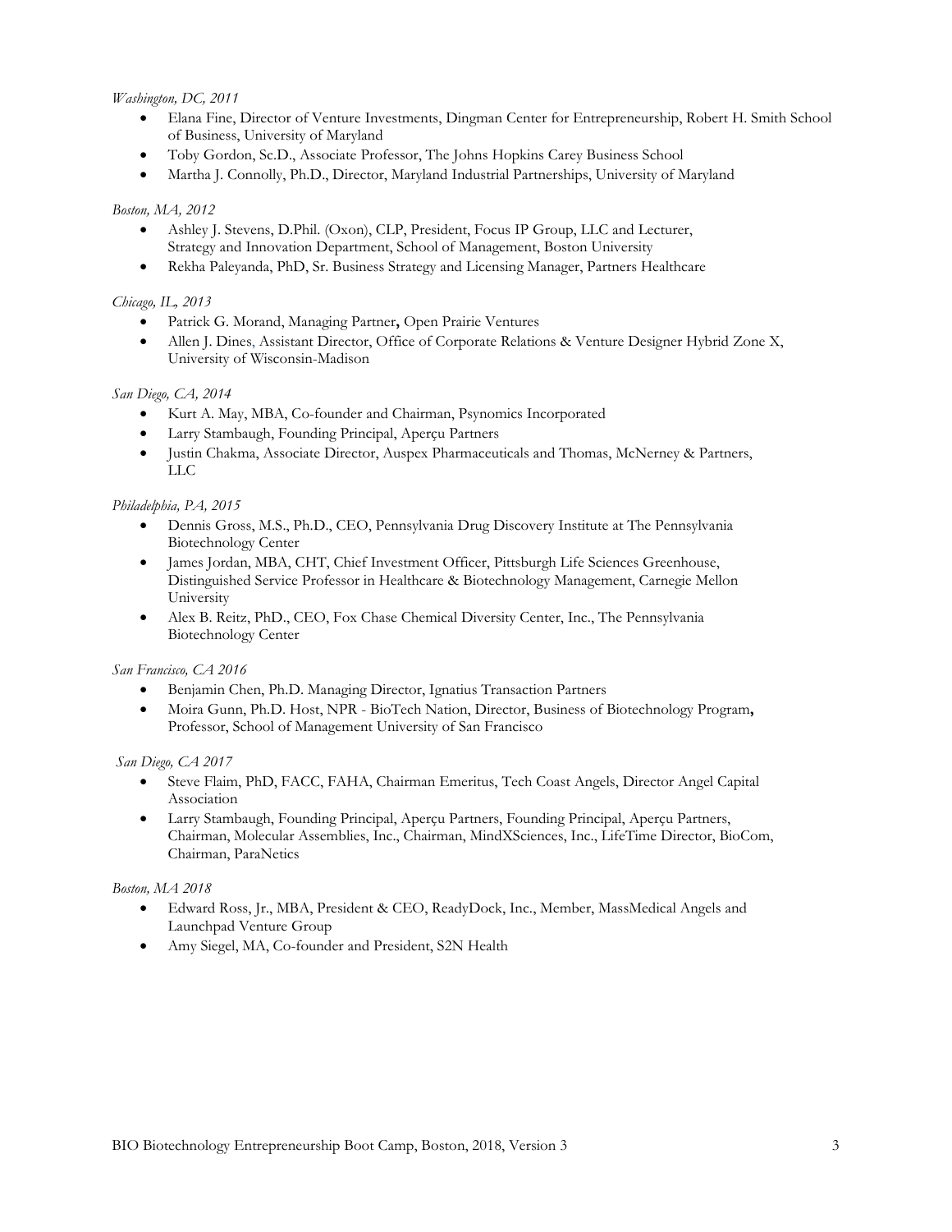*Washington, DC, 2011*

- Elana Fine, Director of Venture Investments, Dingman Center for Entrepreneurship, Robert H. Smith School of Business, University of Maryland
- Toby Gordon, Sc.D., Associate Professor, The Johns Hopkins Carey Business School
- Martha J. Connolly, Ph.D., Director, Maryland Industrial Partnerships, University of Maryland

*Boston, MA, 2012*

- Ashley J. Stevens, D.Phil. (Oxon), CLP, President, Focus IP Group, LLC and Lecturer, Strategy and Innovation Department, School of Management, Boston University
- Rekha Paleyanda, PhD, Sr. Business Strategy and Licensing Manager, Partners Healthcare

*Chicago, IL, 2013*

- Patrick G. Morand, Managing Partner**,** Open Prairie Ventures
- Allen J. Dines, Assistant Director, Office of Corporate Relations & Venture Designer Hybrid Zone X, University of Wisconsin-Madison

*San Diego, CA, 2014*

- Kurt A. May, MBA, Co-founder and Chairman, Psynomics Incorporated
- Larry Stambaugh, Founding Principal, Aperçu Partners
- Justin Chakma, Associate Director, Auspex Pharmaceuticals and Thomas, McNerney & Partners, LLC

*Philadelphia, PA, 2015*

- Dennis Gross, M.S., Ph.D., CEO, Pennsylvania Drug Discovery Institute at The Pennsylvania Biotechnology Center
- James Jordan, MBA, CHT, Chief Investment Officer, Pittsburgh Life Sciences Greenhouse, Distinguished Service Professor in Healthcare & Biotechnology Management, Carnegie Mellon University
- Alex B. Reitz, PhD., CEO, Fox Chase Chemical Diversity Center, Inc., The Pennsylvania Biotechnology Center

*San Francisco, CA 2016*

- Benjamin Chen, Ph.D. Managing Director, Ignatius Transaction Partners
- Moira Gunn, Ph.D. Host, NPR - BioTech Nation, Director, Business of Biotechnology Program**,** Professor, School of Management University of San Francisco

*San Diego, CA 2017*

- Steve Flaim, PhD, FACC, FAHA, Chairman Emeritus, Tech Coast Angels, Director Angel Capital Association
- Larry Stambaugh, Founding Principal, Aperçu Partners, Founding Principal, Aperçu Partners, Chairman, Molecular Assemblies, Inc., Chairman, MindXSciences, Inc., LifeTime Director, BioCom, Chairman, ParaNetics

*Boston, MA 2018*

- Edward Ross, Jr., MBA, President & CEO, ReadyDock, Inc., Member, MassMedical Angels and Launchpad Venture Group
- Amy Siegel, MA, Co-founder and President, S2N Health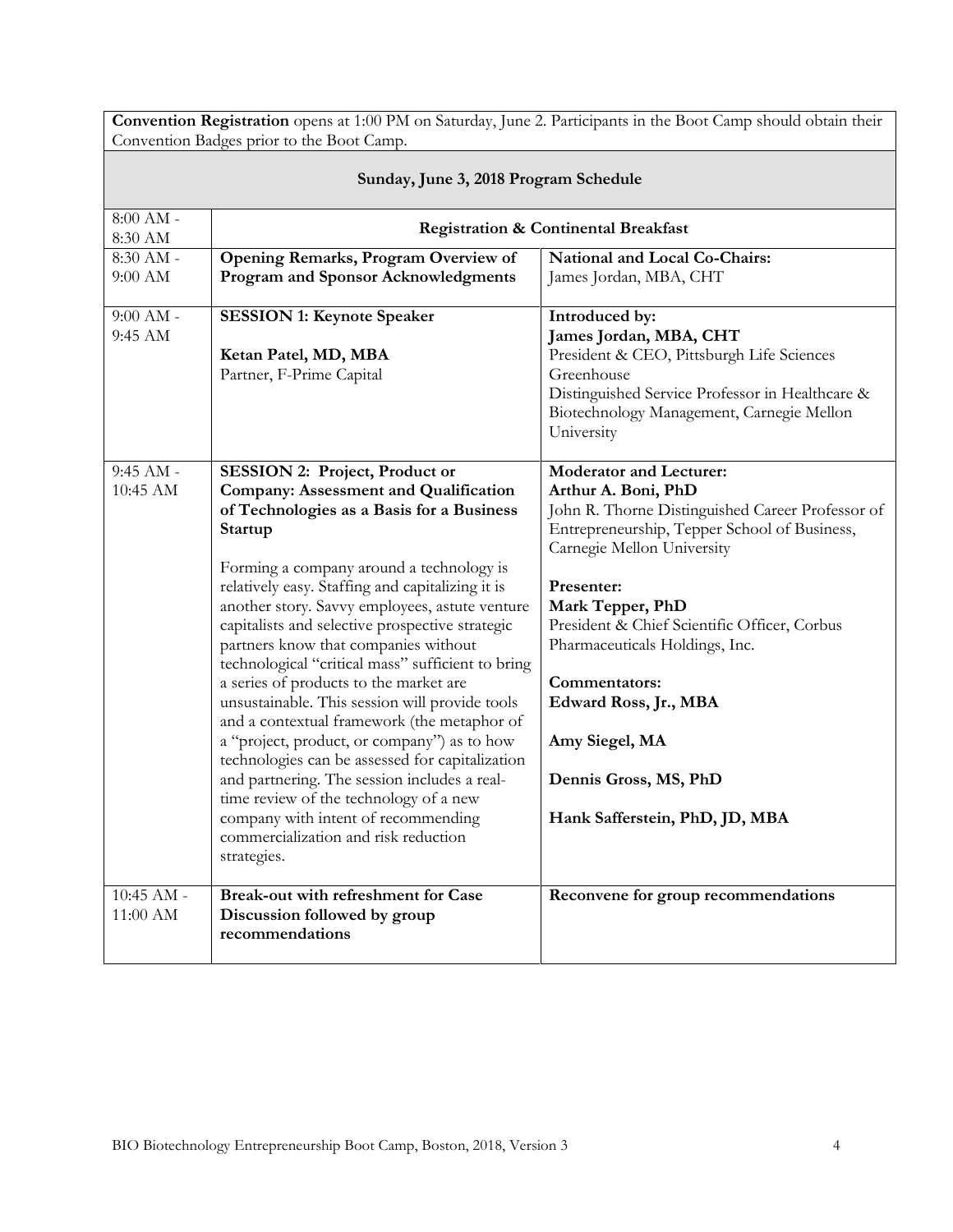**Convention Registration** opens at 1:00 PM on Saturday, June 2. Participants in the Boot Camp should obtain their Convention Badges prior to the Boot Camp.

## Sunday, June 3, 2018 Program Schedule

| Time | Session | Speakers |
|---|---|---|
| 8:00 AM - 8:30 AM | **Registration & Continental Breakfast** | |
| 8:30 AM - 9:00 AM | **Opening Remarks, Program Overview of Program and Sponsor Acknowledgments** | **National and Local Co-Chairs:**<br>James Jordan, MBA, CHT |
| 9:00 AM - 9:45 AM | **SESSION 1: Keynote Speaker**<br><br>**Ketan Patel, MD, MBA**<br>Partner, F-Prime Capital | **Introduced by:**<br>**James Jordan, MBA, CHT**<br>President & CEO, Pittsburgh Life Sciences Greenhouse<br>Distinguished Service Professor in Healthcare & Biotechnology Management, Carnegie Mellon University |
| 9:45 AM - 10:45 AM | **SESSION 2: Project, Product or Company: Assessment and Qualification of Technologies as a Basis for a Business Startup**<br><br>Forming a company around a technology is relatively easy. Staffing and capitalizing it is another story. Savvy employees, astute venture capitalists and selective prospective strategic partners know that companies without technological "critical mass" sufficient to bring a series of products to the market are unsustainable. This session will provide tools and a contextual framework (the metaphor of a "project, product, or company") as to how technologies can be assessed for capitalization and partnering. The session includes a real-time review of the technology of a new company with intent of recommending commercialization and risk reduction strategies. | **Moderator and Lecturer:**<br>**Arthur A. Boni, PhD**<br>John R. Thorne Distinguished Career Professor of Entrepreneurship, Tepper School of Business, Carnegie Mellon University<br><br>**Presenter:**<br>**Mark Tepper, PhD**<br>President & Chief Scientific Officer, Corbus Pharmaceuticals Holdings, Inc.<br><br>**Commentators:**<br>**Edward Ross, Jr., MBA**<br><br>**Amy Siegel, MA**<br><br>**Dennis Gross, MS, PhD**<br><br>**Hank Safferstein, PhD, JD, MBA** |
| 10:45 AM - 11:00 AM | **Break-out with refreshment for Case Discussion followed by group recommendations** | **Reconvene for group recommendations** |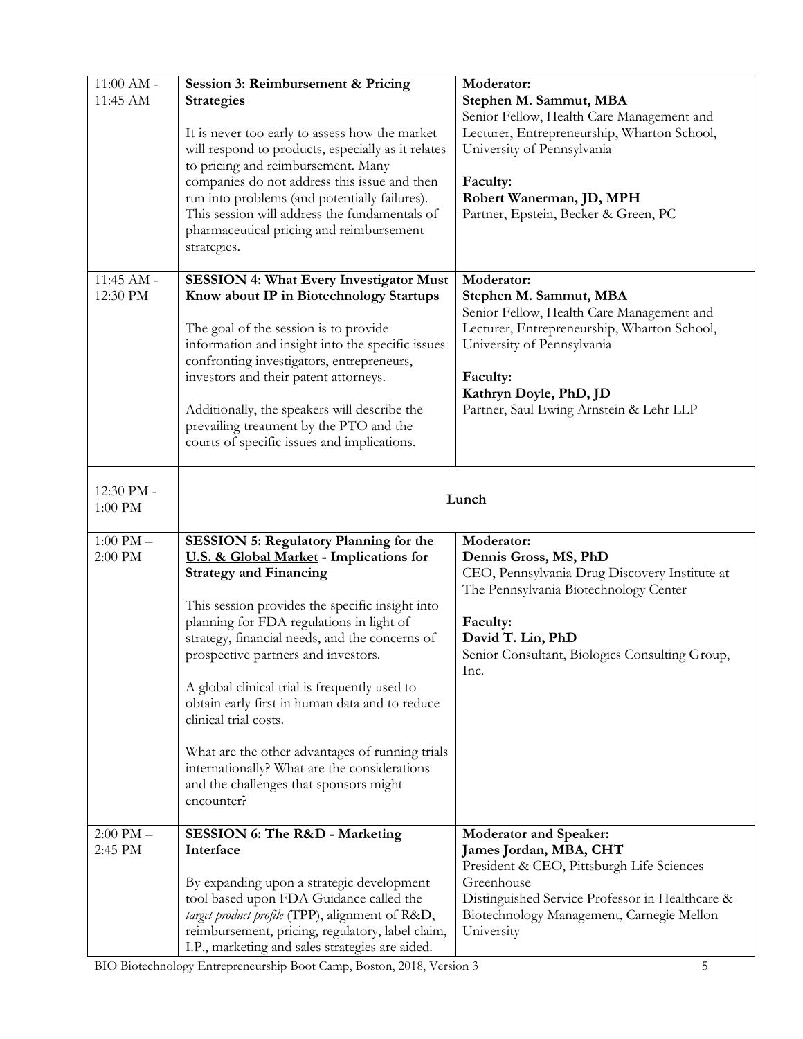| | | |
|---|---|---|
| 11:00 AM - 11:45 AM | **Session 3: Reimbursement & Pricing Strategies**<br><br>It is never too early to assess how the market will respond to products, especially as it relates to pricing and reimbursement. Many companies do not address this issue and then run into problems (and potentially failures). This session will address the fundamentals of pharmaceutical pricing and reimbursement strategies. | **Moderator:**<br>**Stephen M. Sammut, MBA**<br>Senior Fellow, Health Care Management and Lecturer, Entrepreneurship, Wharton School, University of Pennsylvania<br><br>**Faculty:**<br>**Robert Wanerman, JD, MPH**<br>Partner, Epstein, Becker & Green, PC |
| 11:45 AM - 12:30 PM | **SESSION 4: What Every Investigator Must Know about IP in Biotechnology Startups**<br><br>The goal of the session is to provide information and insight into the specific issues confronting investigators, entrepreneurs, investors and their patent attorneys.<br><br>Additionally, the speakers will describe the prevailing treatment by the PTO and the courts of specific issues and implications. | **Moderator:**<br>**Stephen M. Sammut, MBA**<br>Senior Fellow, Health Care Management and Lecturer, Entrepreneurship, Wharton School, University of Pennsylvania<br><br>**Faculty:**<br>**Kathryn Doyle, PhD, JD**<br>Partner, Saul Ewing Arnstein & Lehr LLP |
| 12:30 PM - 1:00 PM | **Lunch** | |
| 1:00 PM – 2:00 PM | **SESSION 5: Regulatory Planning for the <u>U.S. & Global Market</u> - Implications for Strategy and Financing**<br><br>This session provides the specific insight into planning for FDA regulations in light of strategy, financial needs, and the concerns of prospective partners and investors.<br><br>A global clinical trial is frequently used to obtain early first in human data and to reduce clinical trial costs.<br><br>What are the other advantages of running trials internationally? What are the considerations and the challenges that sponsors might encounter? | **Moderator:**<br>**Dennis Gross, MS, PhD**<br>CEO, Pennsylvania Drug Discovery Institute at The Pennsylvania Biotechnology Center<br><br>**Faculty:**<br>**David T. Lin, PhD**<br>Senior Consultant, Biologics Consulting Group, Inc. |
| 2:00 PM – 2:45 PM | **SESSION 6: The R&D - Marketing Interface**<br><br>By expanding upon a strategic development tool based upon FDA Guidance called the *target product profile* (TPP), alignment of R&D, reimbursement, pricing, regulatory, label claim, I.P., marketing and sales strategies are aided. | **Moderator and Speaker:**<br>**James Jordan, MBA, CHT**<br>President & CEO, Pittsburgh Life Sciences Greenhouse<br>Distinguished Service Professor in Healthcare & Biotechnology Management, Carnegie Mellon University |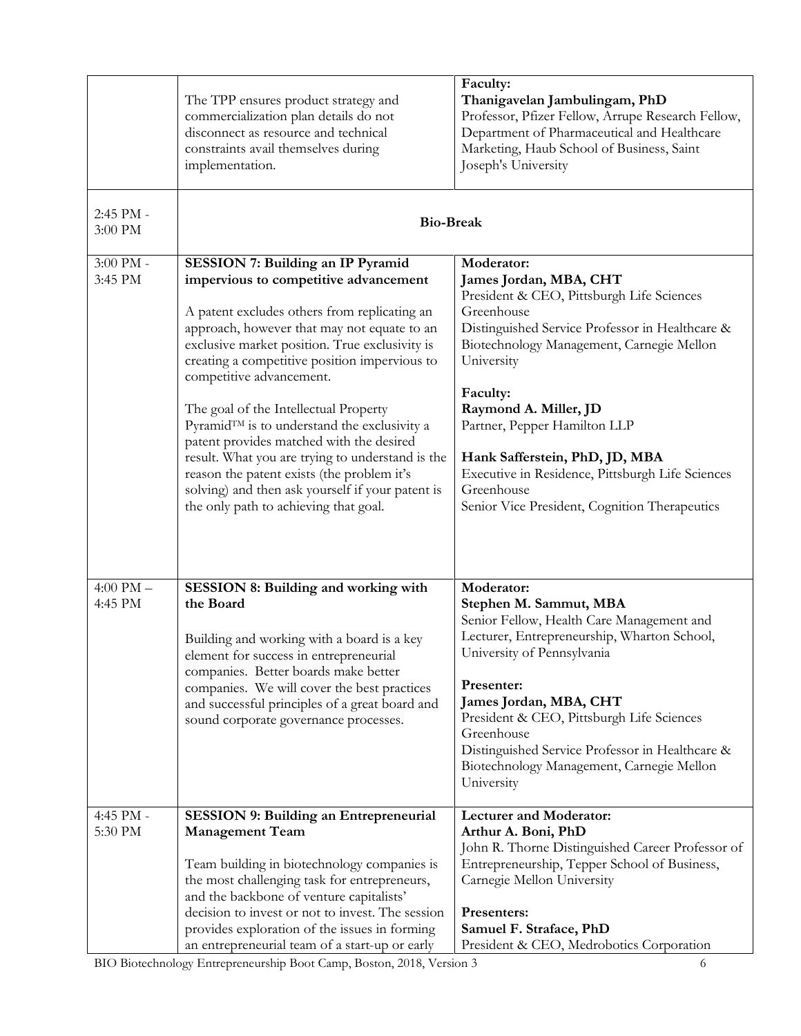| | | |
|---|---|---|
| | The TPP ensures product strategy and commercialization plan details do not disconnect as resource and technical constraints avail themselves during implementation. | **Faculty:**<br>**Thanigavelan Jambulingam, PhD**<br>Professor, Pfizer Fellow, Arrupe Research Fellow, Department of Pharmaceutical and Healthcare Marketing, Haub School of Business, Saint Joseph's University |
| 2:45 PM - 3:00 PM | **Bio-Break** | |
| 3:00 PM - 3:45 PM | **SESSION 7: Building an IP Pyramid impervious to competitive advancement**<br><br>A patent excludes others from replicating an approach, however that may not equate to an exclusive market position. True exclusivity is creating a competitive position impervious to competitive advancement.<br><br>The goal of the Intellectual Property Pyramid™ is to understand the exclusivity a patent provides matched with the desired result. What you are trying to understand is the reason the patent exists (the problem it's solving) and then ask yourself if your patent is the only path to achieving that goal. | **Moderator:**<br>**James Jordan, MBA, CHT**<br>President & CEO, Pittsburgh Life Sciences Greenhouse<br>Distinguished Service Professor in Healthcare & Biotechnology Management, Carnegie Mellon University<br><br>**Faculty:**<br>**Raymond A. Miller, JD**<br>Partner, Pepper Hamilton LLP<br><br>**Hank Safferstein, PhD, JD, MBA**<br>Executive in Residence, Pittsburgh Life Sciences Greenhouse<br>Senior Vice President, Cognition Therapeutics |
| 4:00 PM – 4:45 PM | **SESSION 8: Building and working with the Board**<br><br>Building and working with a board is a key element for success in entrepreneurial companies. Better boards make better companies. We will cover the best practices and successful principles of a great board and sound corporate governance processes. | **Moderator:**<br>**Stephen M. Sammut, MBA**<br>Senior Fellow, Health Care Management and Lecturer, Entrepreneurship, Wharton School, University of Pennsylvania<br><br>**Presenter:**<br>**James Jordan, MBA, CHT**<br>President & CEO, Pittsburgh Life Sciences Greenhouse<br>Distinguished Service Professor in Healthcare & Biotechnology Management, Carnegie Mellon University |
| 4:45 PM - 5:30 PM | **SESSION 9: Building an Entrepreneurial Management Team**<br><br>Team building in biotechnology companies is the most challenging task for entrepreneurs, and the backbone of venture capitalists' decision to invest or not to invest. The session provides exploration of the issues in forming an entrepreneurial team of a start-up or early | **Lecturer and Moderator:**<br>**Arthur A. Boni, PhD**<br>John R. Thorne Distinguished Career Professor of Entrepreneurship, Tepper School of Business, Carnegie Mellon University<br><br>**Presenters:**<br>**Samuel F. Straface, PhD**<br>President & CEO, Medrobotics Corporation |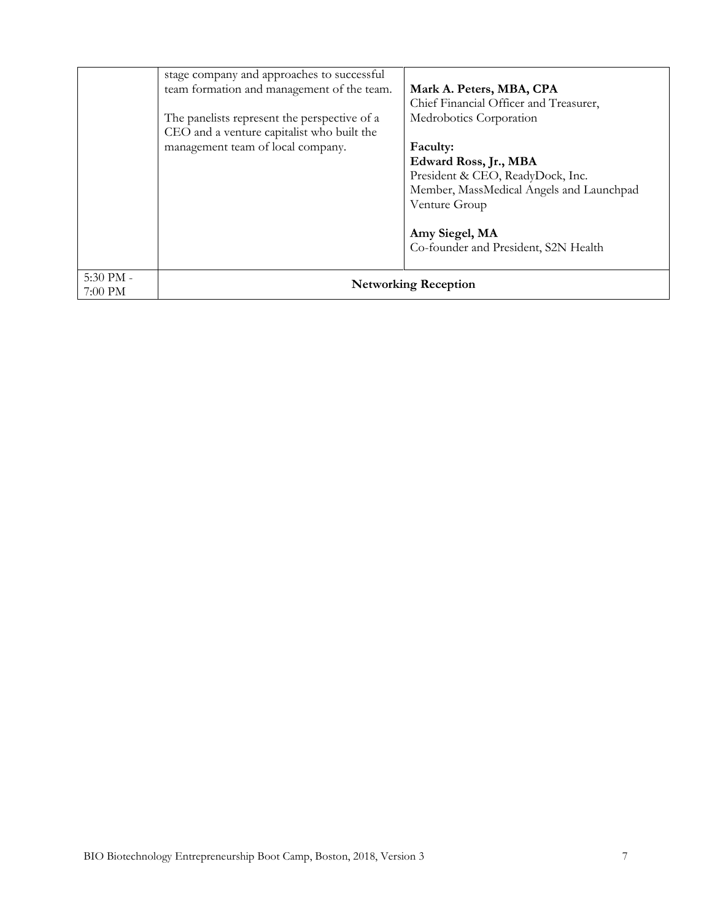| | | |
|---|---|---|
| | stage company and approaches to successful team formation and management of the team.<br><br>The panelists represent the perspective of a CEO and a venture capitalist who built the management team of local company. | **Mark A. Peters, MBA, CPA**<br>Chief Financial Officer and Treasurer, Medrobotics Corporation<br><br>**Faculty:**<br>**Edward Ross, Jr., MBA**<br>President & CEO, ReadyDock, Inc.<br>Member, MassMedical Angels and Launchpad Venture Group<br><br>**Amy Siegel, MA**<br>Co-founder and President, S2N Health |
| 5:30 PM - 7:00 PM | **Networking Reception** | |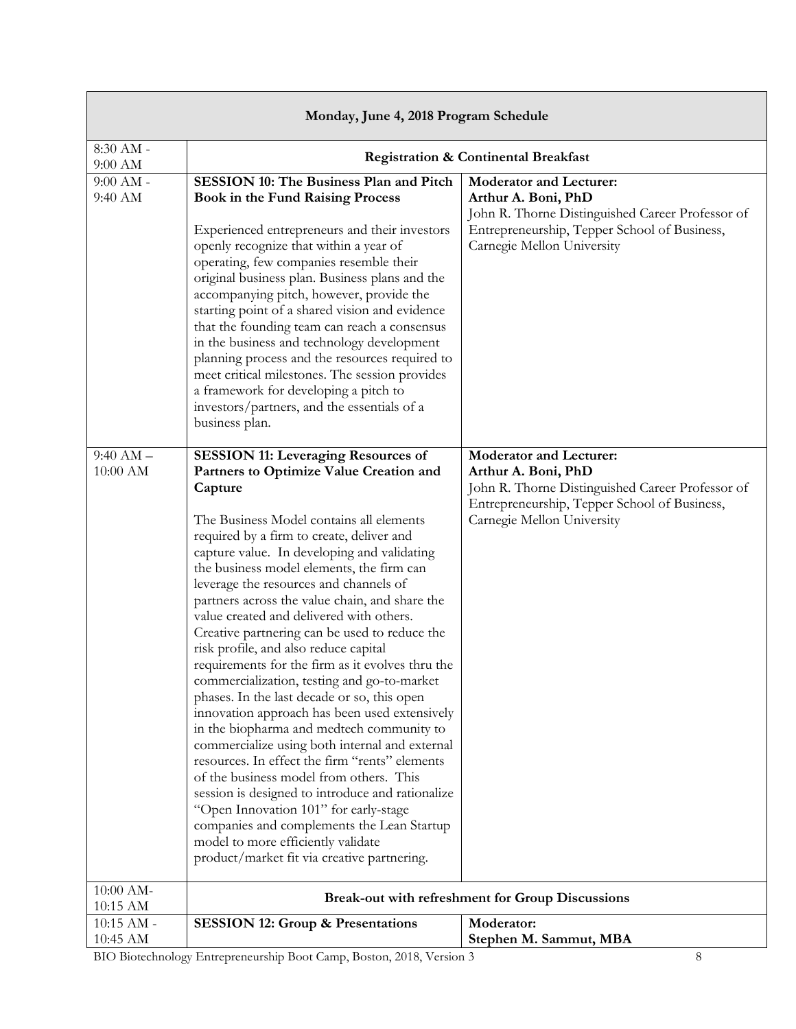| Monday, June 4, 2018 Program Schedule | | |
|---|---|---|
| 8:30 AM - 9:00 AM | **Registration & Continental Breakfast** | |
| 9:00 AM - 9:40 AM | **SESSION 10: The Business Plan and Pitch Book in the Fund Raising Process**<br><br>Experienced entrepreneurs and their investors openly recognize that within a year of operating, few companies resemble their original business plan. Business plans and the accompanying pitch, however, provide the starting point of a shared vision and evidence that the founding team can reach a consensus in the business and technology development planning process and the resources required to meet critical milestones. The session provides a framework for developing a pitch to investors/partners, and the essentials of a business plan. | **Moderator and Lecturer:**<br>**Arthur A. Boni, PhD**<br>John R. Thorne Distinguished Career Professor of Entrepreneurship, Tepper School of Business, Carnegie Mellon University |
| 9:40 AM – 10:00 AM | **SESSION 11: Leveraging Resources of Partners to Optimize Value Creation and Capture**<br><br>The Business Model contains all elements required by a firm to create, deliver and capture value. In developing and validating the business model elements, the firm can leverage the resources and channels of partners across the value chain, and share the value created and delivered with others. Creative partnering can be used to reduce the risk profile, and also reduce capital requirements for the firm as it evolves thru the commercialization, testing and go-to-market phases. In the last decade or so, this open innovation approach has been used extensively in the biopharma and medtech community to commercialize using both internal and external resources. In effect the firm "rents" elements of the business model from others. This session is designed to introduce and rationalize "Open Innovation 101" for early-stage companies and complements the Lean Startup model to more efficiently validate product/market fit via creative partnering. | **Moderator and Lecturer:**<br>**Arthur A. Boni, PhD**<br>John R. Thorne Distinguished Career Professor of Entrepreneurship, Tepper School of Business, Carnegie Mellon University |
| 10:00 AM- 10:15 AM | **Break-out with refreshment for Group Discussions** | |
| 10:15 AM - 10:45 AM | **SESSION 12: Group & Presentations** | **Moderator:**<br>**Stephen M. Sammut, MBA** |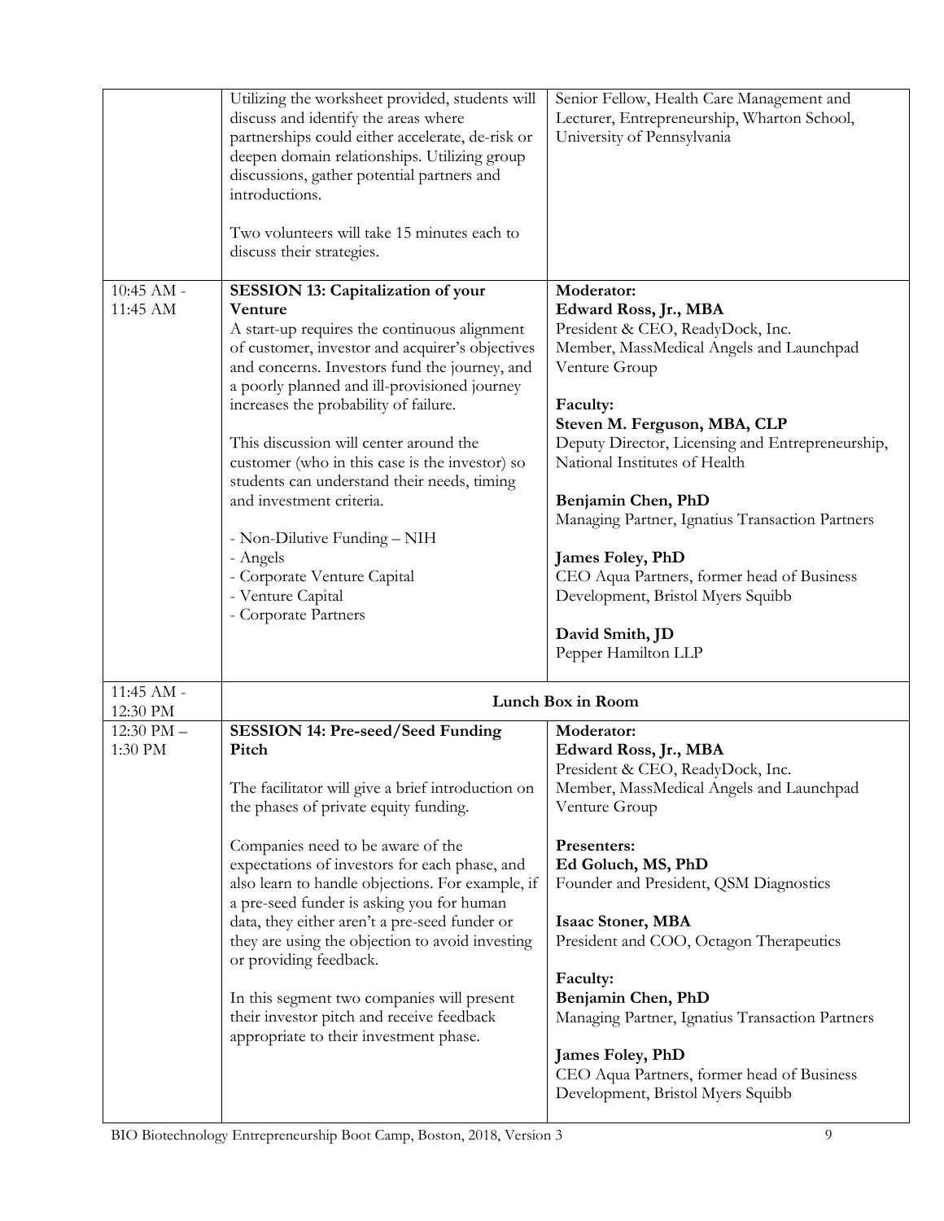| | | |
|---|---|---|
| | Utilizing the worksheet provided, students will discuss and identify the areas where partnerships could either accelerate, de-risk or deepen domain relationships. Utilizing group discussions, gather potential partners and introductions.<br><br>Two volunteers will take 15 minutes each to discuss their strategies. | Senior Fellow, Health Care Management and Lecturer, Entrepreneurship, Wharton School, University of Pennsylvania |
| 10:45 AM - 11:45 AM | **SESSION 13: Capitalization of your Venture**<br>A start-up requires the continuous alignment of customer, investor and acquirer's objectives and concerns. Investors fund the journey, and a poorly planned and ill-provisioned journey increases the probability of failure.<br><br>This discussion will center around the customer (who in this case is the investor) so students can understand their needs, timing and investment criteria.<br><br>- Non-Dilutive Funding – NIH<br>- Angels<br>- Corporate Venture Capital<br>- Venture Capital<br>- Corporate Partners | **Moderator:**<br>**Edward Ross, Jr., MBA**<br>President & CEO, ReadyDock, Inc.<br>Member, MassMedical Angels and Launchpad Venture Group<br><br>**Faculty:**<br>**Steven M. Ferguson, MBA, CLP**<br>Deputy Director, Licensing and Entrepreneurship, National Institutes of Health<br><br>**Benjamin Chen, PhD**<br>Managing Partner, Ignatius Transaction Partners<br><br>**James Foley, PhD**<br>CEO Aqua Partners, former head of Business Development, Bristol Myers Squibb<br><br>**David Smith, JD**<br>Pepper Hamilton LLP |
| 11:45 AM - 12:30 PM | **Lunch Box in Room** | |
| 12:30 PM – 1:30 PM | **SESSION 14: Pre-seed/Seed Funding Pitch**<br><br>The facilitator will give a brief introduction on the phases of private equity funding.<br><br>Companies need to be aware of the expectations of investors for each phase, and also learn to handle objections. For example, if a pre-seed funder is asking you for human data, they either aren't a pre-seed funder or they are using the objection to avoid investing or providing feedback.<br><br>In this segment two companies will present their investor pitch and receive feedback appropriate to their investment phase. | **Moderator:**<br>**Edward Ross, Jr., MBA**<br>President & CEO, ReadyDock, Inc.<br>Member, MassMedical Angels and Launchpad Venture Group<br><br>**Presenters:**<br>**Ed Goluch, MS, PhD**<br>Founder and President, QSM Diagnostics<br><br>**Isaac Stoner, MBA**<br>President and COO, Octagon Therapeutics<br><br>**Faculty:**<br>**Benjamin Chen, PhD**<br>Managing Partner, Ignatius Transaction Partners<br><br>**James Foley, PhD**<br>CEO Aqua Partners, former head of Business Development, Bristol Myers Squibb |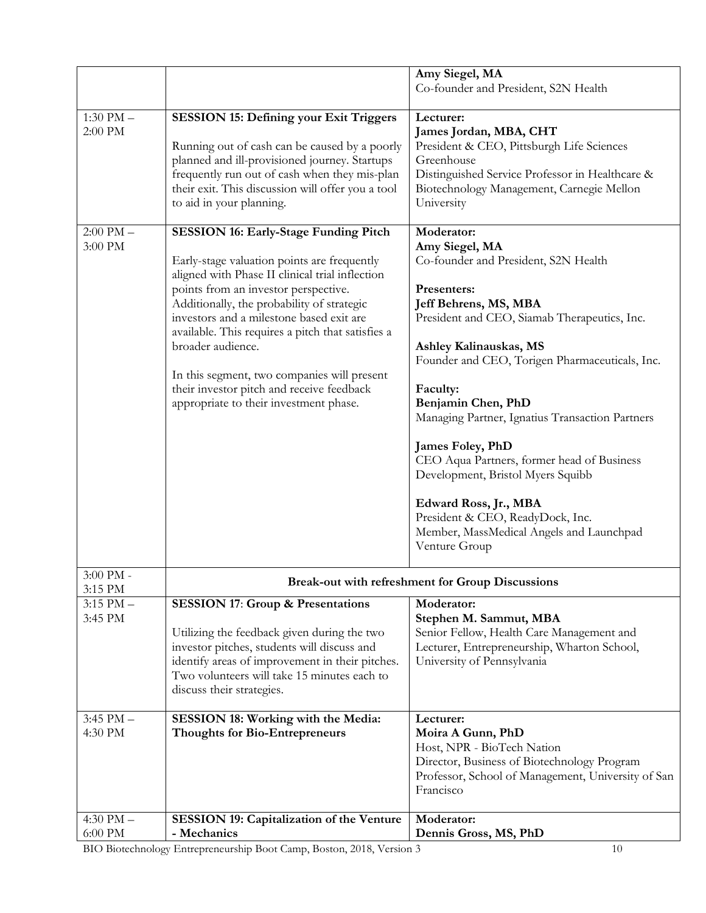| | | |
|---|---|---|
| | | **Amy Siegel, MA**<br>Co-founder and President, S2N Health |
| 1:30 PM – 2:00 PM | **SESSION 15: Defining your Exit Triggers**<br><br>Running out of cash can be caused by a poorly planned and ill-provisioned journey. Startups frequently run out of cash when they mis-plan their exit. This discussion will offer you a tool to aid in your planning. | **Lecturer:**<br>**James Jordan, MBA, CHT**<br>President & CEO, Pittsburgh Life Sciences Greenhouse<br>Distinguished Service Professor in Healthcare & Biotechnology Management, Carnegie Mellon University |
| 2:00 PM – 3:00 PM | **SESSION 16: Early-Stage Funding Pitch**<br><br>Early-stage valuation points are frequently aligned with Phase II clinical trial inflection points from an investor perspective. Additionally, the probability of strategic investors and a milestone based exit are available. This requires a pitch that satisfies a broader audience.<br><br>In this segment, two companies will present their investor pitch and receive feedback appropriate to their investment phase. | **Moderator:**<br>**Amy Siegel, MA**<br>Co-founder and President, S2N Health<br><br>**Presenters:**<br>**Jeff Behrens, MS, MBA**<br>President and CEO, Siamab Therapeutics, Inc.<br><br>**Ashley Kalinauskas, MS**<br>Founder and CEO, Torigen Pharmaceuticals, Inc.<br><br>**Faculty:**<br>**Benjamin Chen, PhD**<br>Managing Partner, Ignatius Transaction Partners<br><br>**James Foley, PhD**<br>CEO Aqua Partners, former head of Business Development, Bristol Myers Squibb<br><br>**Edward Ross, Jr., MBA**<br>President & CEO, ReadyDock, Inc.<br>Member, MassMedical Angels and Launchpad Venture Group |
| 3:00 PM - 3:15 PM | **Break-out with refreshment for Group Discussions** | |
| 3:15 PM – 3:45 PM | **SESSION 17**: **Group & Presentations**<br><br>Utilizing the feedback given during the two investor pitches, students will discuss and identify areas of improvement in their pitches. Two volunteers will take 15 minutes each to discuss their strategies. | **Moderator:**<br>**Stephen M. Sammut, MBA**<br>Senior Fellow, Health Care Management and Lecturer, Entrepreneurship, Wharton School, University of Pennsylvania |
| 3:45 PM – 4:30 PM | **SESSION 18: Working with the Media: Thoughts for Bio-Entrepreneurs** | **Lecturer:**<br>**Moira A Gunn, PhD**<br>Host, NPR - BioTech Nation<br>Director, Business of Biotechnology Program<br>Professor, School of Management, University of San Francisco |
| 4:30 PM – 6:00 PM | **SESSION 19: Capitalization of the Venture - Mechanics** | **Moderator:**<br>**Dennis Gross, MS, PhD** |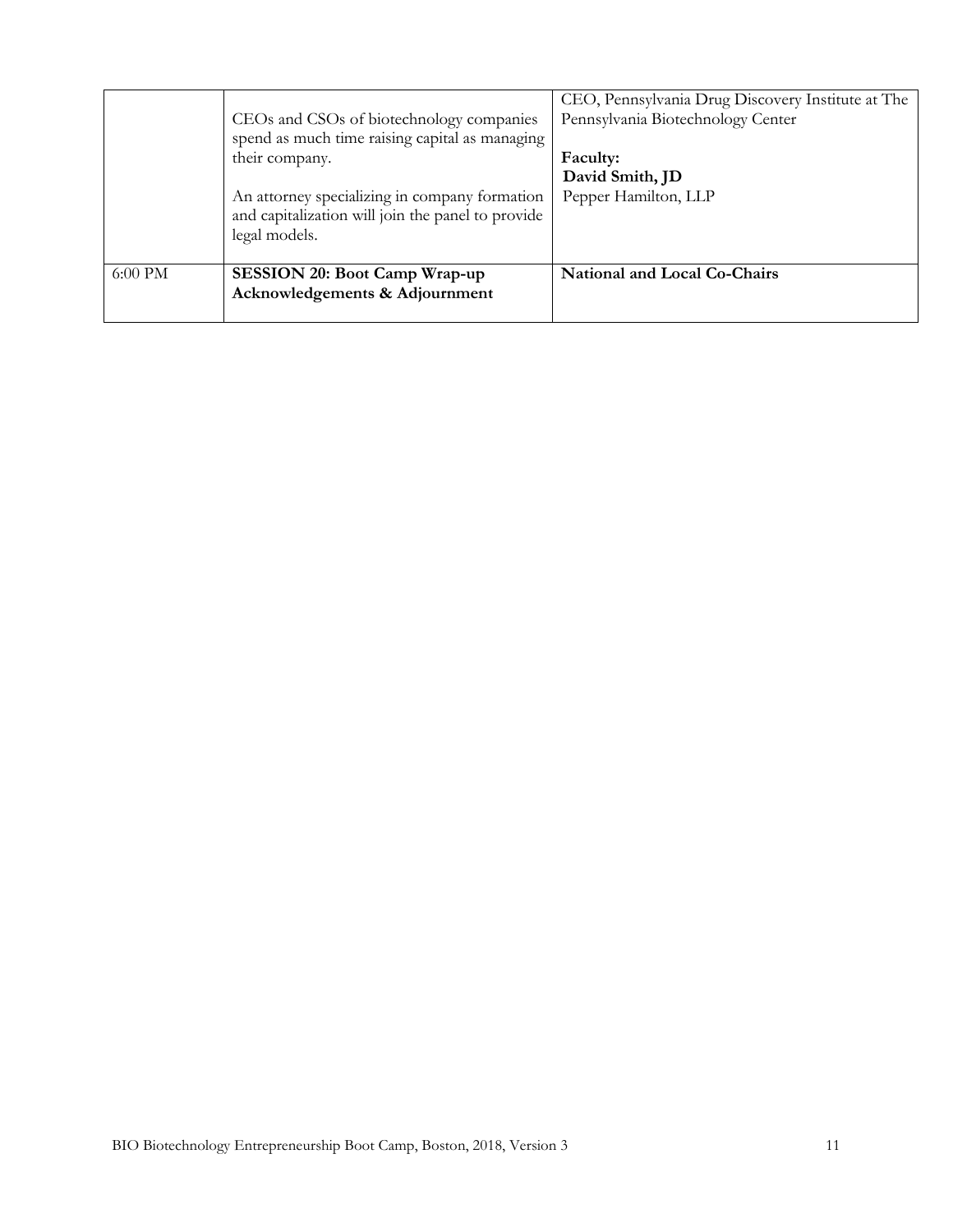| | | |
|---|---|---|
| | CEOs and CSOs of biotechnology companies spend as much time raising capital as managing their company.<br><br>An attorney specializing in company formation and capitalization will join the panel to provide legal models. | CEO, Pennsylvania Drug Discovery Institute at The Pennsylvania Biotechnology Center<br><br>**Faculty:**<br>**David Smith, JD**<br>Pepper Hamilton, LLP |
| 6:00 PM | **SESSION 20: Boot Camp Wrap-up Acknowledgements & Adjournment** | **National and Local Co-Chairs** |